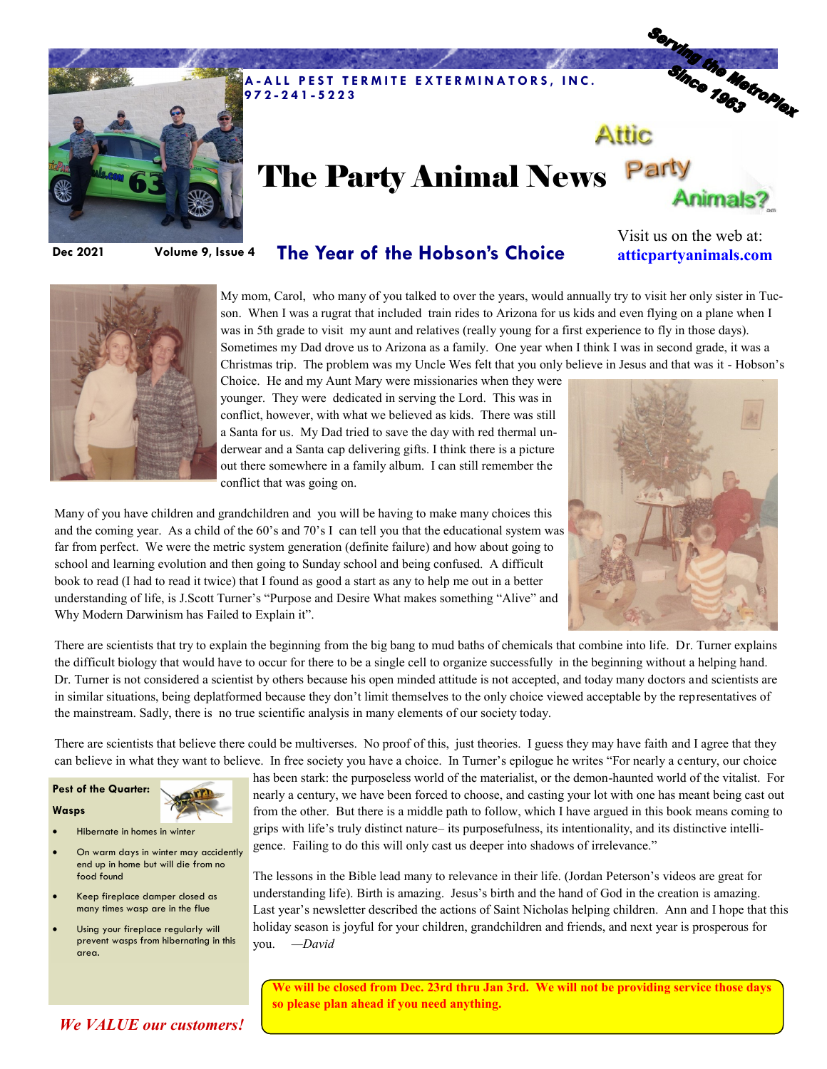A-ALL PEST TERMITE EXTERMINATORS, INC.
972-241-5223

Serving the MetroPlex Since 1963

Attic Party Animals?

# The Party Animal News

Dec 2021 Volume 9, Issue 4

Visit us on the web at: **atticpartyanimals.com**

## The Year of the Hobson's Choice

My mom, Carol, who many of you talked to over the years, would annually try to visit her only sister in Tucson. When I was a rugrat that included train rides to Arizona for us kids and even flying on a plane when I was in 5th grade to visit my aunt and relatives (really young for a first experience to fly in those days). Sometimes my Dad drove us to Arizona as a family. One year when I think I was in second grade, it was a Christmas trip. The problem was my Uncle Wes felt that you only believe in Jesus and that was it - Hobson's Choice. He and my Aunt Mary were missionaries when they were younger. They were dedicated in serving the Lord. This was in conflict, however, with what we believed as kids. There was still a Santa for us. My Dad tried to save the day with red thermal underwear and a Santa cap delivering gifts. I think there is a picture out there somewhere in a family album. I can still remember the conflict that was going on.

Many of you have children and grandchildren and you will be having to make many choices this and the coming year. As a child of the 60's and 70's I can tell you that the educational system was far from perfect. We were the metric system generation (definite failure) and how about going to school and learning evolution and then going to Sunday school and being confused. A difficult book to read (I had to read it twice) that I found as good a start as any to help me out in a better understanding of life, is J.Scott Turner's "Purpose and Desire What makes something "Alive" and Why Modern Darwinism has Failed to Explain it".

There are scientists that try to explain the beginning from the big bang to mud baths of chemicals that combine into life. Dr. Turner explains the difficult biology that would have to occur for there to be a single cell to organize successfully in the beginning without a helping hand. Dr. Turner is not considered a scientist by others because his open minded attitude is not accepted, and today many doctors and scientists are in similar situations, being deplatformed because they don't limit themselves to the only choice viewed acceptable by the representatives of the mainstream. Sadly, there is no true scientific analysis in many elements of our society today.

There are scientists that believe there could be multiverses. No proof of this, just theories. I guess they may have faith and I agree that they can believe in what they want to believe. In free society you have a choice. In Turner's epilogue he writes "For nearly a century, our choice has been stark: the purposeless world of the materialist, or the demon-haunted world of the vitalist. For nearly a century, we have been forced to choose, and casting your lot with one has meant being cast out from the other. But there is a middle path to follow, which I have argued in this book means coming to grips with life's truly distinct nature– its purposefulness, its intentionality, and its distinctive intelligence. Failing to do this will only cast us deeper into shadows of irrelevance."

The lessons in the Bible lead many to relevance in their life. (Jordan Peterson's videos are great for understanding life). Birth is amazing. Jesus's birth and the hand of God in the creation is amazing. Last year's newsletter described the actions of Saint Nicholas helping children. Ann and I hope that this holiday season is joyful for your children, grandchildren and friends, and next year is prosperous for you. *—David*

**Pest of the Quarter:**

**Wasps**

- Hibernate in homes in winter
- On warm days in winter may accidently end up in home but will die from no food found
- Keep fireplace damper closed as many times wasp are in the flue
- Using your fireplace regularly will prevent wasps from hibernating in this area.

**We will be closed from Dec. 23rd thru Jan 3rd. We will not be providing service those days so please plan ahead if you need anything.**

*We VALUE our customers!*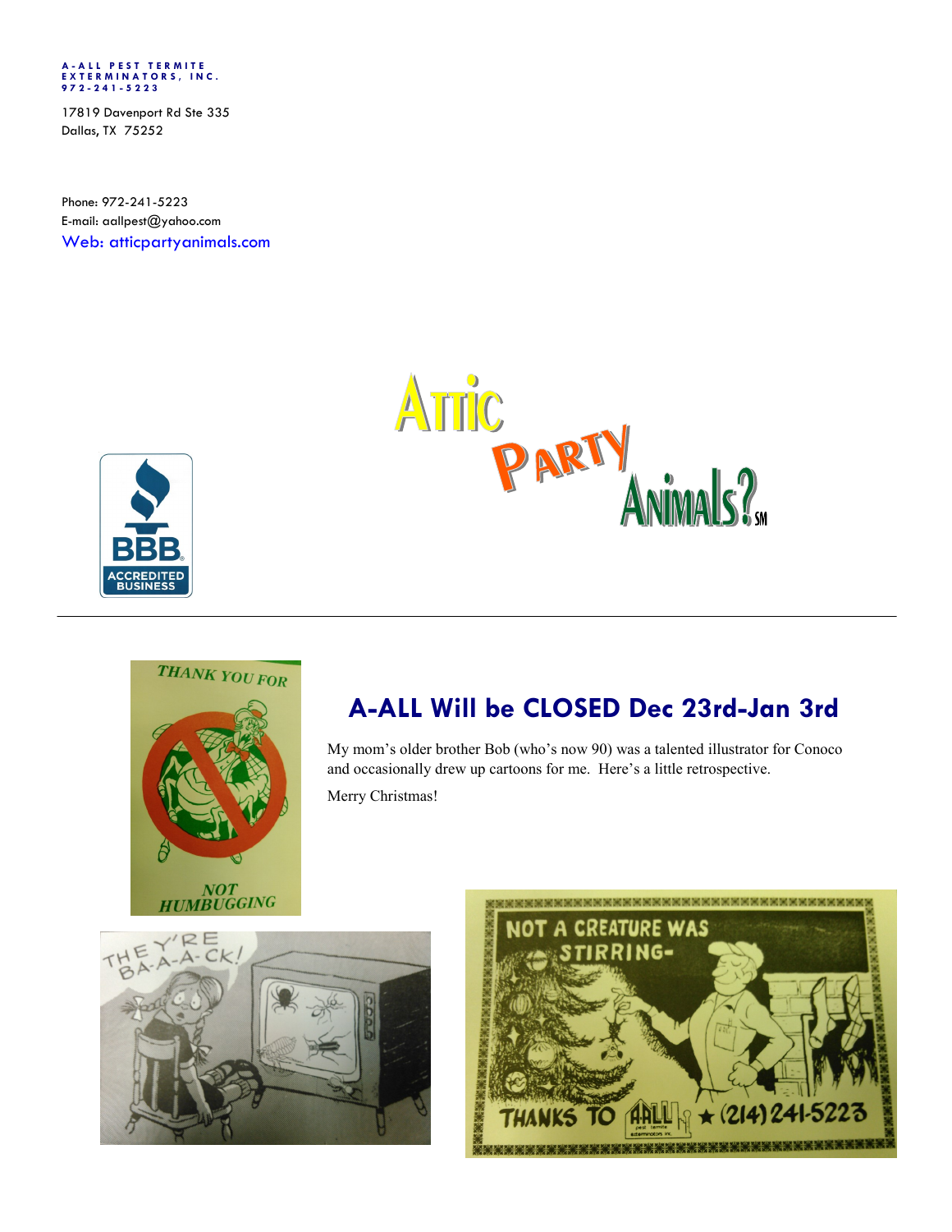**A-ALL PEST TERMITE EXTERMINATORS, INC.**
**972-241-5223**

17819 Davenport Rd Ste 335
Dallas, TX 75252

Phone: 972-241-5223
E-mail: aallpest@yahoo.com
Web: atticpartyanimals.com

Attic Party Animals?℠

## A-ALL Will be CLOSED Dec 23rd-Jan 3rd

My mom's older brother Bob (who's now 90) was a talented illustrator for Conoco and occasionally drew up cartoons for me. Here's a little retrospective.

Merry Christmas!